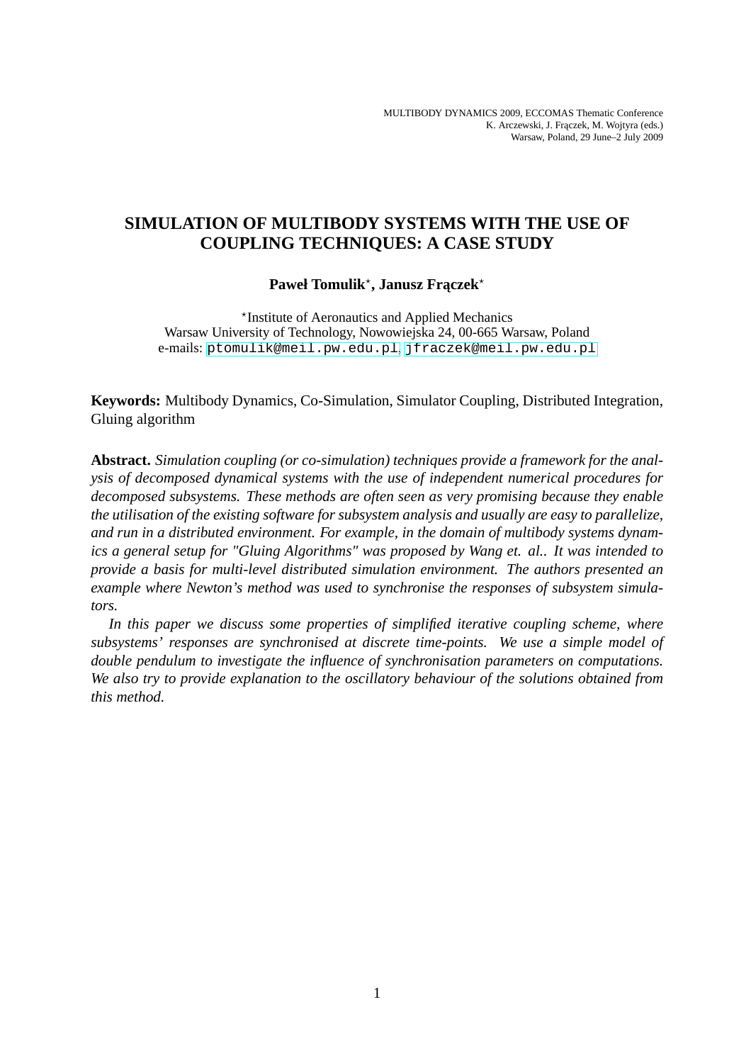MULTIBODY DYNAMICS 2009, ECCOMAS Thematic Conference
K. Arczewski, J. Frączek, M. Wojtyra (eds.)
Warsaw, Poland, 29 June–2 July 2009

# SIMULATION OF MULTIBODY SYSTEMS WITH THE USE OF COUPLING TECHNIQUES: A CASE STUDY

**Paweł Tomulik[⋆], Janusz Frączek[⋆]**

[⋆]Institute of Aeronautics and Applied Mechanics
Warsaw University of Technology, Nowowiejska 24, 00-665 Warsaw, Poland
e-mails: ptomulik@meil.pw.edu.pl, jfraczek@meil.pw.edu.pl

**Keywords:** Multibody Dynamics, Co-Simulation, Simulator Coupling, Distributed Integration, Gluing algorithm

**Abstract.** *Simulation coupling (or co-simulation) techniques provide a framework for the analysis of decomposed dynamical systems with the use of independent numerical procedures for decomposed subsystems. These methods are often seen as very promising because they enable the utilisation of the existing software for subsystem analysis and usually are easy to parallelize, and run in a distributed environment. For example, in the domain of multibody systems dynamics a general setup for "Gluing Algorithms" was proposed by Wang et. al.. It was intended to provide a basis for multi-level distributed simulation environment. The authors presented an example where Newton's method was used to synchronise the responses of subsystem simulators.*

*In this paper we discuss some properties of simplified iterative coupling scheme, where subsystems' responses are synchronised at discrete time-points. We use a simple model of double pendulum to investigate the influence of synchronisation parameters on computations. We also try to provide explanation to the oscillatory behaviour of the solutions obtained from this method.*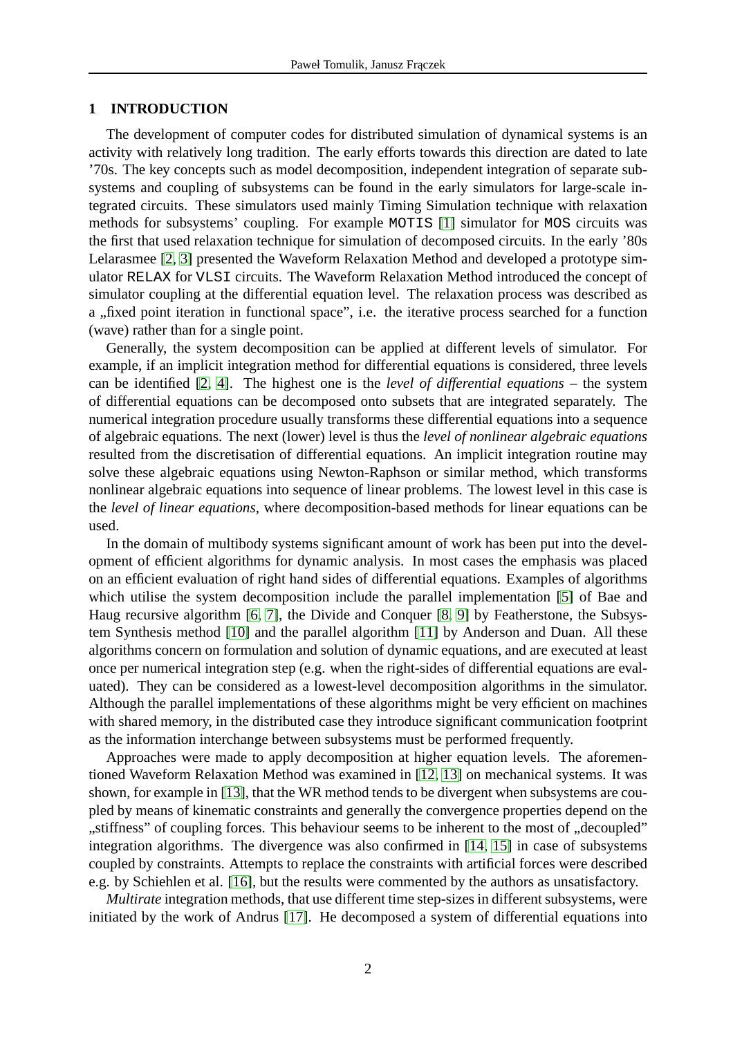# 1 INTRODUCTION

The development of computer codes for distributed simulation of dynamical systems is an activity with relatively long tradition. The early efforts towards this direction are dated to late '70s. The key concepts such as model decomposition, independent integration of separate subsystems and coupling of subsystems can be found in the early simulators for large-scale integrated circuits. These simulators used mainly Timing Simulation technique with relaxation methods for subsystems' coupling. For example `MOTIS` [1] simulator for `MOS` circuits was the first that used relaxation technique for simulation of decomposed circuits. In the early '80s Lelarasmee [2, 3] presented the Waveform Relaxation Method and developed a prototype simulator `RELAX` for `VLSI` circuits. The Waveform Relaxation Method introduced the concept of simulator coupling at the differential equation level. The relaxation process was described as a „fixed point iteration in functional space", i.e. the iterative process searched for a function (wave) rather than for a single point.

Generally, the system decomposition can be applied at different levels of simulator. For example, if an implicit integration method for differential equations is considered, three levels can be identified [2, 4]. The highest one is the *level of differential equations* – the system of differential equations can be decomposed onto subsets that are integrated separately. The numerical integration procedure usually transforms these differential equations into a sequence of algebraic equations. The next (lower) level is thus the *level of nonlinear algebraic equations* resulted from the discretisation of differential equations. An implicit integration routine may solve these algebraic equations using Newton-Raphson or similar method, which transforms nonlinear algebraic equations into sequence of linear problems. The lowest level in this case is the *level of linear equations*, where decomposition-based methods for linear equations can be used.

In the domain of multibody systems significant amount of work has been put into the development of efficient algorithms for dynamic analysis. In most cases the emphasis was placed on an efficient evaluation of right hand sides of differential equations. Examples of algorithms which utilise the system decomposition include the parallel implementation [5] of Bae and Haug recursive algorithm [6, 7], the Divide and Conquer [8, 9] by Featherstone, the Subsystem Synthesis method [10] and the parallel algorithm [11] by Anderson and Duan. All these algorithms concern on formulation and solution of dynamic equations, and are executed at least once per numerical integration step (e.g. when the right-sides of differential equations are evaluated). They can be considered as a lowest-level decomposition algorithms in the simulator. Although the parallel implementations of these algorithms might be very efficient on machines with shared memory, in the distributed case they introduce significant communication footprint as the information interchange between subsystems must be performed frequently.

Approaches were made to apply decomposition at higher equation levels. The aforementioned Waveform Relaxation Method was examined in [12, 13] on mechanical systems. It was shown, for example in [13], that the WR method tends to be divergent when subsystems are coupled by means of kinematic constraints and generally the convergence properties depend on the „stiffness" of coupling forces. This behaviour seems to be inherent to the most of „decoupled" integration algorithms. The divergence was also confirmed in [14, 15] in case of subsystems coupled by constraints. Attempts to replace the constraints with artificial forces were described e.g. by Schiehlen et al. [16], but the results were commented by the authors as unsatisfactory.

*Multirate* integration methods, that use different time step-sizes in different subsystems, were initiated by the work of Andrus [17]. He decomposed a system of differential equations into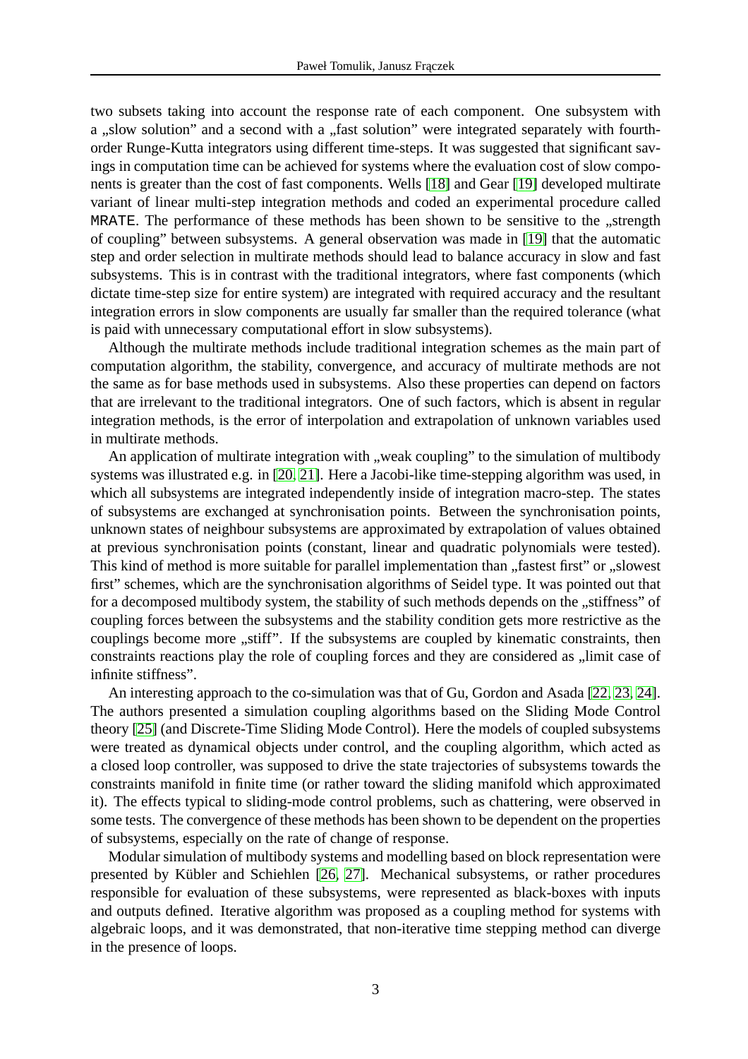two subsets taking into account the response rate of each component. One subsystem with a „slow solution" and a second with a „fast solution" were integrated separately with fourth-order Runge-Kutta integrators using different time-steps. It was suggested that significant savings in computation time can be achieved for systems where the evaluation cost of slow components is greater than the cost of fast components. Wells [18] and Gear [19] developed multirate variant of linear multi-step integration methods and coded an experimental procedure called `MRATE`. The performance of these methods has been shown to be sensitive to the „strength of coupling" between subsystems. A general observation was made in [19] that the automatic step and order selection in multirate methods should lead to balance accuracy in slow and fast subsystems. This is in contrast with the traditional integrators, where fast components (which dictate time-step size for entire system) are integrated with required accuracy and the resultant integration errors in slow components are usually far smaller than the required tolerance (what is paid with unnecessary computational effort in slow subsystems).

Although the multirate methods include traditional integration schemes as the main part of computation algorithm, the stability, convergence, and accuracy of multirate methods are not the same as for base methods used in subsystems. Also these properties can depend on factors that are irrelevant to the traditional integrators. One of such factors, which is absent in regular integration methods, is the error of interpolation and extrapolation of unknown variables used in multirate methods.

An application of multirate integration with „weak coupling" to the simulation of multibody systems was illustrated e.g. in [20, 21]. Here a Jacobi-like time-stepping algorithm was used, in which all subsystems are integrated independently inside of integration macro-step. The states of subsystems are exchanged at synchronisation points. Between the synchronisation points, unknown states of neighbour subsystems are approximated by extrapolation of values obtained at previous synchronisation points (constant, linear and quadratic polynomials were tested). This kind of method is more suitable for parallel implementation than „fastest first" or „slowest first" schemes, which are the synchronisation algorithms of Seidel type. It was pointed out that for a decomposed multibody system, the stability of such methods depends on the „stiffness" of coupling forces between the subsystems and the stability condition gets more restrictive as the couplings become more „stiff". If the subsystems are coupled by kinematic constraints, then constraints reactions play the role of coupling forces and they are considered as „limit case of infinite stiffness".

An interesting approach to the co-simulation was that of Gu, Gordon and Asada [22, 23, 24]. The authors presented a simulation coupling algorithms based on the Sliding Mode Control theory [25] (and Discrete-Time Sliding Mode Control). Here the models of coupled subsystems were treated as dynamical objects under control, and the coupling algorithm, which acted as a closed loop controller, was supposed to drive the state trajectories of subsystems towards the constraints manifold in finite time (or rather toward the sliding manifold which approximated it). The effects typical to sliding-mode control problems, such as chattering, were observed in some tests. The convergence of these methods has been shown to be dependent on the properties of subsystems, especially on the rate of change of response.

Modular simulation of multibody systems and modelling based on block representation were presented by Kübler and Schiehlen [26, 27]. Mechanical subsystems, or rather procedures responsible for evaluation of these subsystems, were represented as black-boxes with inputs and outputs defined. Iterative algorithm was proposed as a coupling method for systems with algebraic loops, and it was demonstrated, that non-iterative time stepping method can diverge in the presence of loops.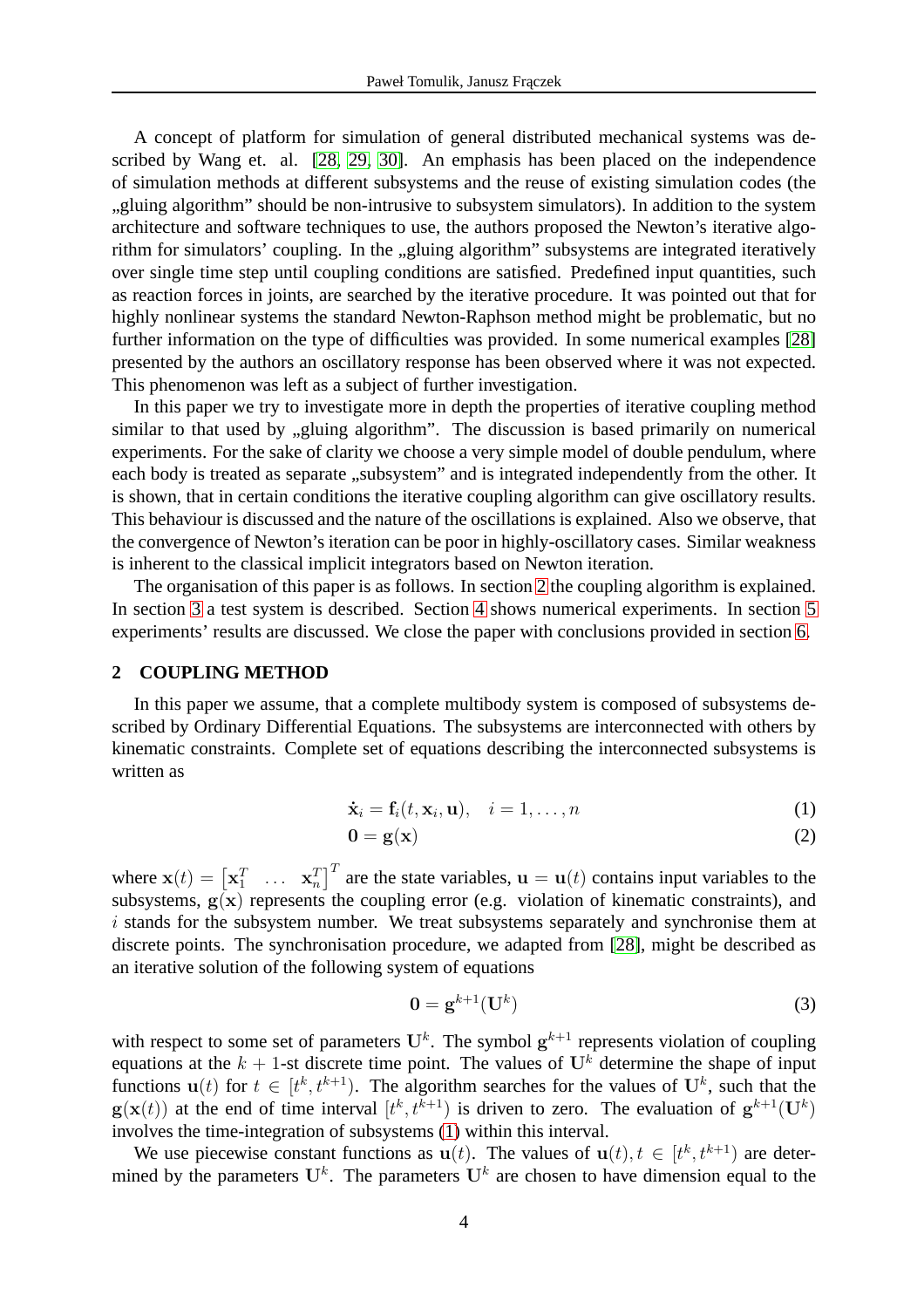A concept of platform for simulation of general distributed mechanical systems was described by Wang et. al. [28, 29, 30]. An emphasis has been placed on the independence of simulation methods at different subsystems and the reuse of existing simulation codes (the „gluing algorithm" should be non-intrusive to subsystem simulators). In addition to the system architecture and software techniques to use, the authors proposed the Newton's iterative algorithm for simulators' coupling. In the „gluing algorithm" subsystems are integrated iteratively over single time step until coupling conditions are satisfied. Predefined input quantities, such as reaction forces in joints, are searched by the iterative procedure. It was pointed out that for highly nonlinear systems the standard Newton-Raphson method might be problematic, but no further information on the type of difficulties was provided. In some numerical examples [28] presented by the authors an oscillatory response has been observed where it was not expected. This phenomenon was left as a subject of further investigation.

In this paper we try to investigate more in depth the properties of iterative coupling method similar to that used by „gluing algorithm". The discussion is based primarily on numerical experiments. For the sake of clarity we choose a very simple model of double pendulum, where each body is treated as separate „subsystem" and is integrated independently from the other. It is shown, that in certain conditions the iterative coupling algorithm can give oscillatory results. This behaviour is discussed and the nature of the oscillations is explained. Also we observe, that the convergence of Newton's iteration can be poor in highly-oscillatory cases. Similar weakness is inherent to the classical implicit integrators based on Newton iteration.

The organisation of this paper is as follows. In section 2 the coupling algorithm is explained. In section 3 a test system is described. Section 4 shows numerical experiments. In section 5 experiments' results are discussed. We close the paper with conclusions provided in section 6.

## 2 COUPLING METHOD

In this paper we assume, that a complete multibody system is composed of subsystems described by Ordinary Differential Equations. The subsystems are interconnected with others by kinematic constraints. Complete set of equations describing the interconnected subsystems is written as

$$\dot{\mathbf{x}}_i = \mathbf{f}_i(t, \mathbf{x}_i, \mathbf{u}), \quad i = 1, \ldots, n \tag{1}$$

$$\mathbf{0} = \mathbf{g}(\mathbf{x}) \tag{2}$$

where $\mathbf{x}(t) = \begin{bmatrix} \mathbf{x}_1^T & \ldots & \mathbf{x}_n^T \end{bmatrix}^T$ are the state variables, $\mathbf{u} = \mathbf{u}(t)$ contains input variables to the subsystems, $\mathbf{g}(\mathbf{x})$ represents the coupling error (e.g. violation of kinematic constraints), and $i$ stands for the subsystem number. We treat subsystems separately and synchronise them at discrete points. The synchronisation procedure, we adapted from [28], might be described as an iterative solution of the following system of equations

$$\mathbf{0} = \mathbf{g}^{k+1}(\mathbf{U}^k) \tag{3}$$

with respect to some set of parameters $\mathbf{U}^k$. The symbol $\mathbf{g}^{k+1}$ represents violation of coupling equations at the $k+1$-st discrete time point. The values of $\mathbf{U}^k$ determine the shape of input functions $\mathbf{u}(t)$ for $t \in [t^k, t^{k+1})$. The algorithm searches for the values of $\mathbf{U}^k$, such that the $\mathbf{g}(\mathbf{x}(t))$ at the end of time interval $[t^k, t^{k+1})$ is driven to zero. The evaluation of $\mathbf{g}^{k+1}(\mathbf{U}^k)$ involves the time-integration of subsystems (1) within this interval.

We use piecewise constant functions as $\mathbf{u}(t)$. The values of $\mathbf{u}(t), t \in [t^k, t^{k+1})$ are determined by the parameters $\mathbf{U}^k$. The parameters $\mathbf{U}^k$ are chosen to have dimension equal to the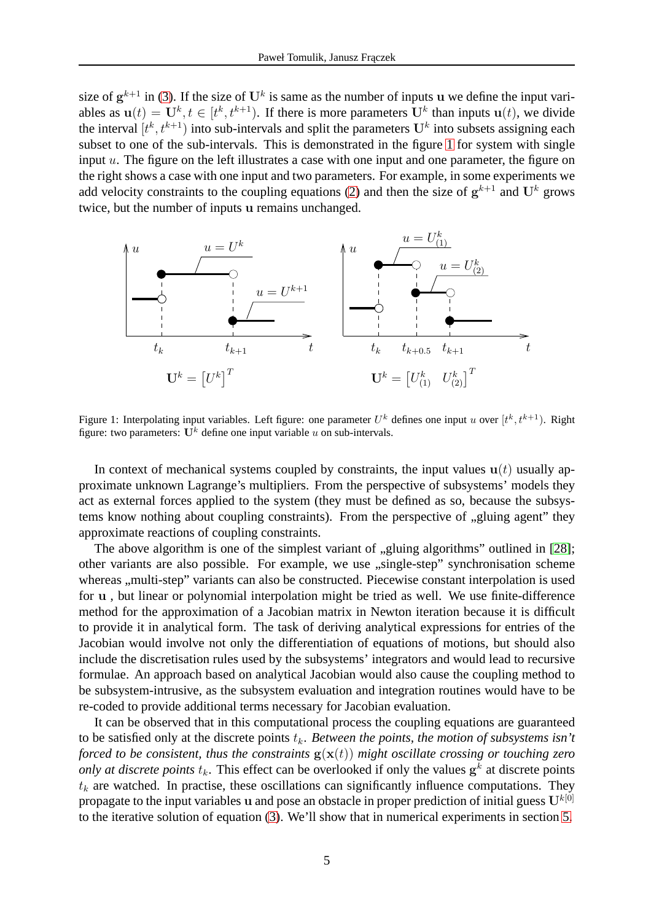size of $\mathbf{g}^{k+1}$ in (3). If the size of $\mathbf{U}^k$ is same as the number of inputs $\mathbf{u}$ we define the input variables as $\mathbf{u}(t) = \mathbf{U}^k, t \in [t^k, t^{k+1})$. If there is more parameters $\mathbf{U}^k$ than inputs $\mathbf{u}(t)$, we divide the interval $[t^k, t^{k+1})$ into sub-intervals and split the parameters $\mathbf{U}^k$ into subsets assigning each subset to one of the sub-intervals. This is demonstrated in the figure 1 for system with single input $u$. The figure on the left illustrates a case with one input and one parameter, the figure on the right shows a case with one input and two parameters. For example, in some experiments we add velocity constraints to the coupling equations (2) and then the size of $\mathbf{g}^{k+1}$ and $\mathbf{U}^k$ grows twice, but the number of inputs $\mathbf{u}$ remains unchanged.

Figure 1: Interpolating input variables. Left figure: one parameter $U^k$ defines one input $u$ over $[t^k, t^{k+1})$. Right figure: two parameters: $\mathbf{U}^k$ define one input variable $u$ on sub-intervals.

In context of mechanical systems coupled by constraints, the input values $\mathbf{u}(t)$ usually approximate unknown Lagrange's multipliers. From the perspective of subsystems' models they act as external forces applied to the system (they must be defined as so, because the subsystems know nothing about coupling constraints). From the perspective of „gluing agent" they approximate reactions of coupling constraints.

The above algorithm is one of the simplest variant of „gluing algorithms" outlined in [28]; other variants are also possible. For example, we use „single-step" synchronisation scheme whereas „multi-step" variants can also be constructed. Piecewise constant interpolation is used for $\mathbf{u}$ , but linear or polynomial interpolation might be tried as well. We use finite-difference method for the approximation of a Jacobian matrix in Newton iteration because it is difficult to provide it in analytical form. The task of deriving analytical expressions for entries of the Jacobian would involve not only the differentiation of equations of motions, but should also include the discretisation rules used by the subsystems' integrators and would lead to recursive formulae. An approach based on analytical Jacobian would also cause the coupling method to be subsystem-intrusive, as the subsystem evaluation and integration routines would have to be re-coded to provide additional terms necessary for Jacobian evaluation.

It can be observed that in this computational process the coupling equations are guaranteed to be satisfied only at the discrete points $t_k$. *Between the points, the motion of subsystems isn't forced to be consistent, thus the constraints $\mathbf{g}(\mathbf{x}(t))$ might oscillate crossing or touching zero only at discrete points $t_k$.* This effect can be overlooked if only the values $\mathbf{g}^k$ at discrete points $t_k$ are watched. In practise, these oscillations can significantly influence computations. They propagate to the input variables $\mathbf{u}$ and pose an obstacle in proper prediction of initial guess $\mathbf{U}^{k[0]}$ to the iterative solution of equation (3). We'll show that in numerical experiments in section 5.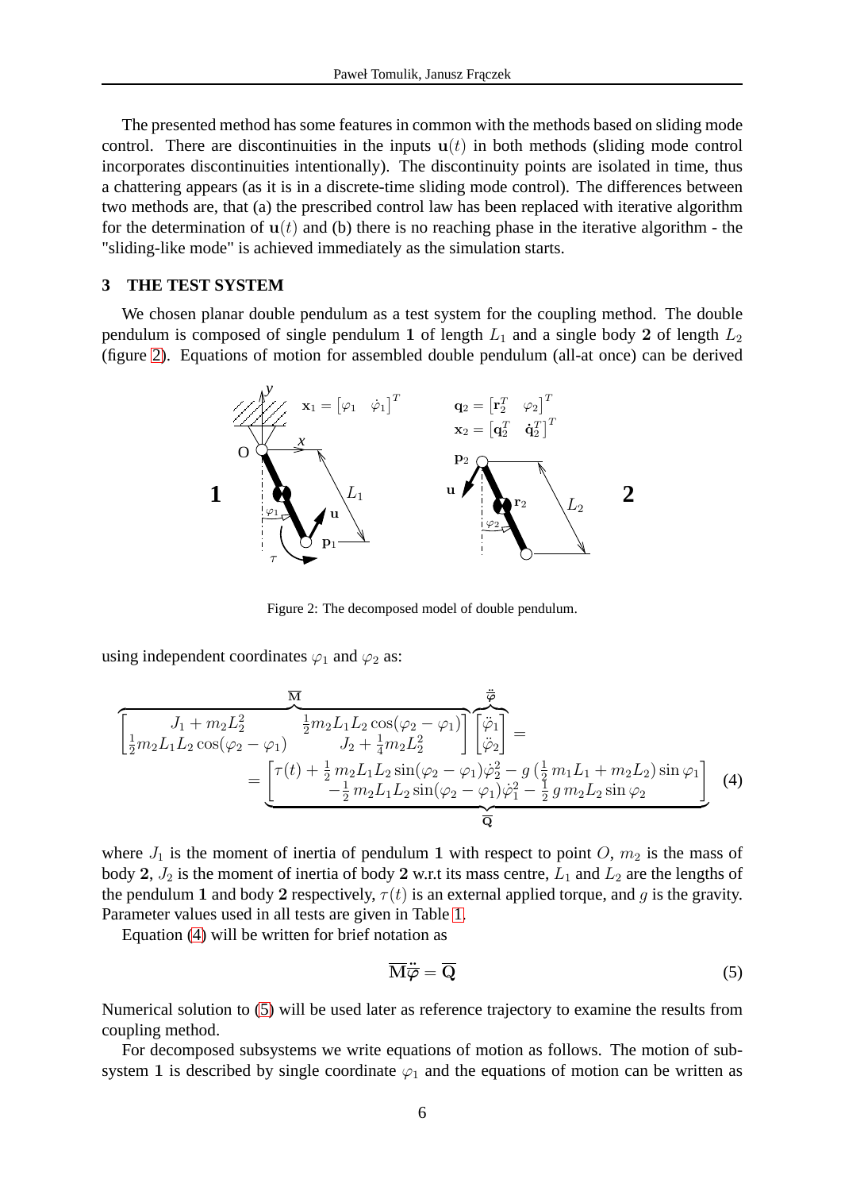The presented method has some features in common with the methods based on sliding mode control. There are discontinuities in the inputs $\mathbf{u}(t)$ in both methods (sliding mode control incorporates discontinuities intentionally). The discontinuity points are isolated in time, thus a chattering appears (as it is in a discrete-time sliding mode control). The differences between two methods are, that (a) the prescribed control law has been replaced with iterative algorithm for the determination of $\mathbf{u}(t)$ and (b) there is no reaching phase in the iterative algorithm - the "sliding-like mode" is achieved immediately as the simulation starts.

## 3 THE TEST SYSTEM

We chosen planar double pendulum as a test system for the coupling method. The double pendulum is composed of single pendulum **1** of length $L_1$ and a single body **2** of length $L_2$ (figure 2). Equations of motion for assembled double pendulum (all-at once) can be derived

Figure 2: The decomposed model of double pendulum.

using independent coordinates $\varphi_1$ and $\varphi_2$ as:

$$\overbrace{\begin{bmatrix} J_1 + m_2 L_2^2 & \frac{1}{2} m_2 L_1 L_2 \cos(\varphi_2 - \varphi_1) \\ \frac{1}{2} m_2 L_1 L_2 \cos(\varphi_2 - \varphi_1) & J_2 + \frac{1}{4} m_2 L_2^2 \end{bmatrix}}^{\overline{\mathbf{M}}} \overbrace{\begin{bmatrix} \ddot{\varphi}_1 \\ \ddot{\varphi}_2 \end{bmatrix}}^{\ddot{\overline{\boldsymbol{\varphi}}}} = \\ = \underbrace{\begin{bmatrix} \tau(t) + \frac{1}{2} m_2 L_1 L_2 \sin(\varphi_2 - \varphi_1) \dot{\varphi}_2^2 - g\left(\frac{1}{2} m_1 L_1 + m_2 L_2\right) \sin \varphi_1 \\ -\frac{1}{2} m_2 L_1 L_2 \sin(\varphi_2 - \varphi_1) \dot{\varphi}_1^2 - \frac{1}{2} g\, m_2 L_2 \sin \varphi_2 \end{bmatrix}}_{\overline{\mathbf{Q}}} \tag{4}$$

where $J_1$ is the moment of inertia of pendulum **1** with respect to point $O$, $m_2$ is the mass of body **2**, $J_2$ is the moment of inertia of body **2** w.r.t its mass centre, $L_1$ and $L_2$ are the lengths of the pendulum **1** and body **2** respectively, $\tau(t)$ is an external applied torque, and $g$ is the gravity. Parameter values used in all tests are given in Table 1.

Equation (4) will be written for brief notation as

$$\overline{\mathbf{M}}\ddot{\overline{\boldsymbol{\varphi}}} = \overline{\mathbf{Q}} \tag{5}$$

Numerical solution to (5) will be used later as reference trajectory to examine the results from coupling method.

For decomposed subsystems we write equations of motion as follows. The motion of subsystem **1** is described by single coordinate $\varphi_1$ and the equations of motion can be written as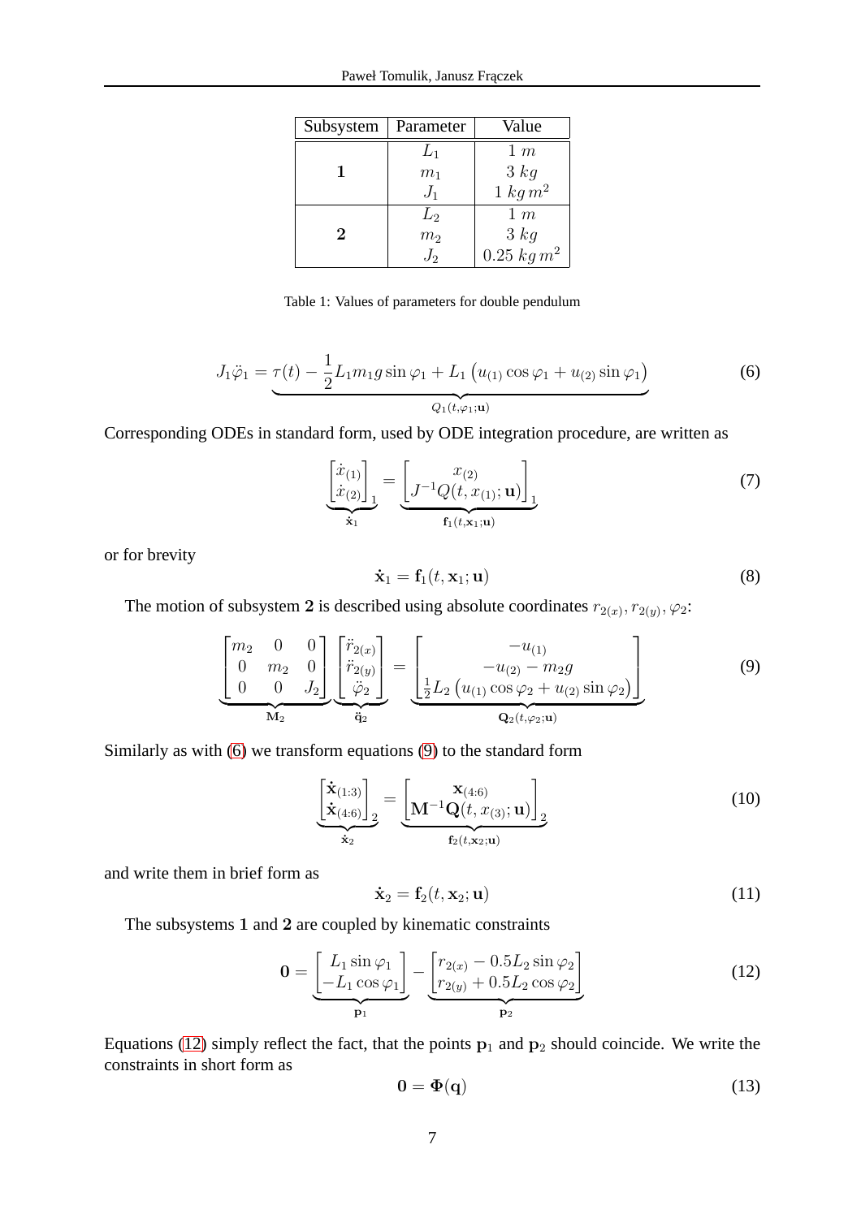| Subsystem | Parameter | Value |
|---|---|---|
| **1** | $L_1$ | $1\ m$ |
| | $m_1$ | $3\ kg$ |
| | $J_1$ | $1\ kg\,m^2$ |
| **2** | $L_2$ | $1\ m$ |
| | $m_2$ | $3\ kg$ |
| | $J_2$ | $0.25\ kg\,m^2$ |

Table 1: Values of parameters for double pendulum

$$J_1\ddot{\varphi}_1 = \underbrace{\tau(t) - \frac{1}{2}L_1 m_1 g \sin\varphi_1 + L_1\left(u_{(1)}\cos\varphi_1 + u_{(2)}\sin\varphi_1\right)}_{Q_1(t,\varphi_1;\mathbf{u})} \tag{6}$$

Corresponding ODEs in standard form, used by ODE integration procedure, are written as

$$\underbrace{\begin{bmatrix}\dot{x}_{(1)}\\ \dot{x}_{(2)}\end{bmatrix}_1}_{\dot{\mathbf{x}}_1} = \underbrace{\begin{bmatrix}x_{(2)}\\ J^{-1}Q(t,x_{(1)};\mathbf{u})\end{bmatrix}_1}_{\mathbf{f}_1(t,\mathbf{x}_1;\mathbf{u})} \tag{7}$$

or for brevity

$$\dot{\mathbf{x}}_1 = \mathbf{f}_1(t,\mathbf{x}_1;\mathbf{u}) \tag{8}$$

The motion of subsystem $\mathbf{2}$ is described using absolute coordinates $r_{2(x)}, r_{2(y)}, \varphi_2$:

$$\underbrace{\begin{bmatrix}m_2 & 0 & 0\\ 0 & m_2 & 0\\ 0 & 0 & J_2\end{bmatrix}}_{\mathbf{M}_2}\underbrace{\begin{bmatrix}\ddot{r}_{2(x)}\\ \ddot{r}_{2(y)}\\ \ddot{\varphi}_2\end{bmatrix}}_{\ddot{\mathbf{q}}_2} = \underbrace{\begin{bmatrix}-u_{(1)}\\ -u_{(2)} - m_2 g\\ \frac{1}{2}L_2\left(u_{(1)}\cos\varphi_2 + u_{(2)}\sin\varphi_2\right)\end{bmatrix}}_{\mathbf{Q}_2(t,\varphi_2;\mathbf{u})} \tag{9}$$

Similarly as with (6) we transform equations (9) to the standard form

$$\underbrace{\begin{bmatrix}\dot{\mathbf{x}}_{(1:3)}\\ \dot{\mathbf{x}}_{(4:6)}\end{bmatrix}_2}_{\dot{\mathbf{x}}_2} = \underbrace{\begin{bmatrix}\mathbf{x}_{(4:6)}\\ \mathbf{M}^{-1}\mathbf{Q}(t,x_{(3)};\mathbf{u})\end{bmatrix}_2}_{\mathbf{f}_2(t,\mathbf{x}_2;\mathbf{u})} \tag{10}$$

and write them in brief form as

$$\dot{\mathbf{x}}_2 = \mathbf{f}_2(t,\mathbf{x}_2;\mathbf{u}) \tag{11}$$

The subsystems $\mathbf{1}$ and $\mathbf{2}$ are coupled by kinematic constraints

$$\mathbf{0} = \underbrace{\begin{bmatrix}L_1\sin\varphi_1\\ -L_1\cos\varphi_1\end{bmatrix}}_{\mathbf{p}_1} - \underbrace{\begin{bmatrix}r_{2(x)} - 0.5L_2\sin\varphi_2\\ r_{2(y)} + 0.5L_2\cos\varphi_2\end{bmatrix}}_{\mathbf{p}_2} \tag{12}$$

Equations (12) simply reflect the fact, that the points $\mathbf{p}_1$ and $\mathbf{p}_2$ should coincide. We write the constraints in short form as

$$\mathbf{0} = \mathbf{\Phi}(\mathbf{q}) \tag{13}$$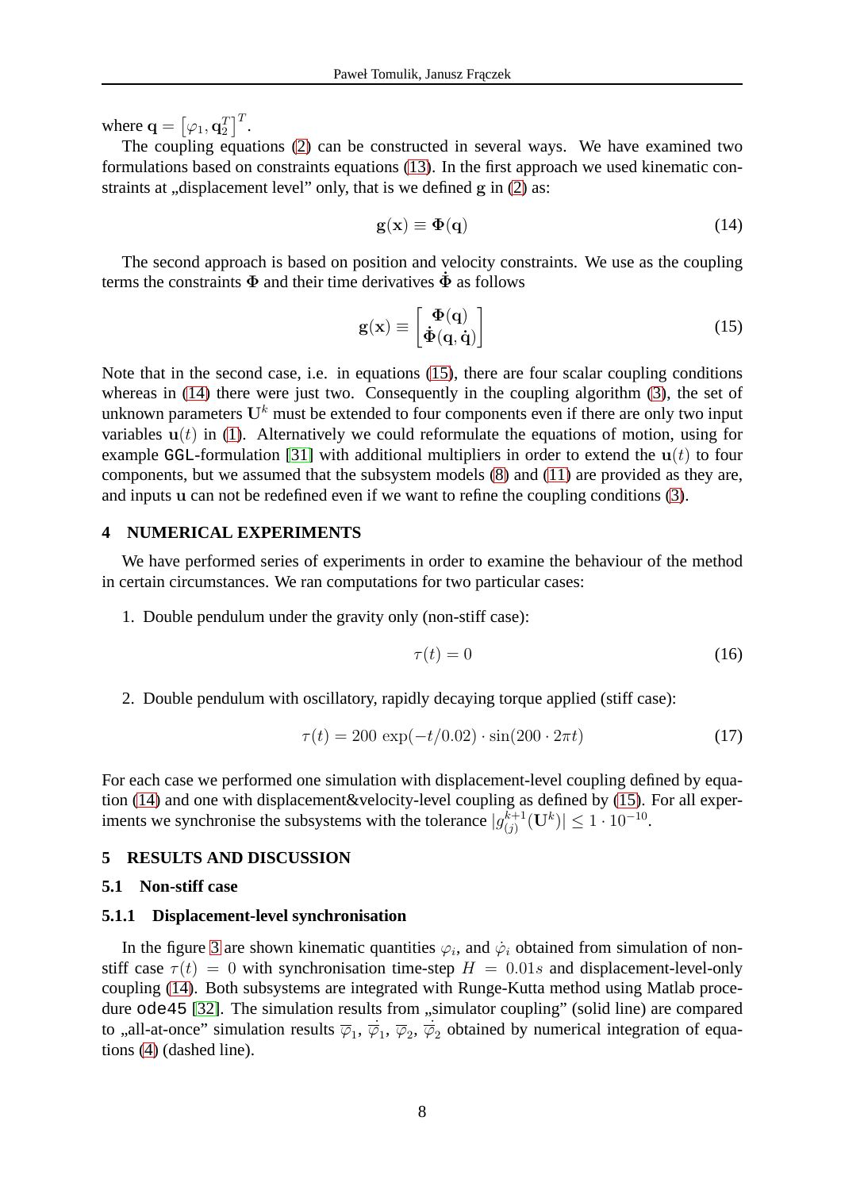where $\mathbf{q} = \left[\varphi_1, \mathbf{q}_2^T\right]^T$.

The coupling equations (2) can be constructed in several ways. We have examined two formulations based on constraints equations (13). In the first approach we used kinematic constraints at „displacement level" only, that is we defined $\mathbf{g}$ in (2) as:

$$\mathbf{g}(\mathbf{x}) \equiv \mathbf{\Phi}(\mathbf{q}) \tag{14}$$

The second approach is based on position and velocity constraints. We use as the coupling terms the constraints $\mathbf{\Phi}$ and their time derivatives $\dot{\mathbf{\Phi}}$ as follows

$$\mathbf{g}(\mathbf{x}) \equiv \begin{bmatrix} \mathbf{\Phi}(\mathbf{q}) \\ \dot{\mathbf{\Phi}}(\mathbf{q}, \dot{\mathbf{q}}) \end{bmatrix} \tag{15}$$

Note that in the second case, i.e. in equations (15), there are four scalar coupling conditions whereas in (14) there were just two. Consequently in the coupling algorithm (3), the set of unknown parameters $\mathbf{U}^k$ must be extended to four components even if there are only two input variables $\mathbf{u}(t)$ in (1). Alternatively we could reformulate the equations of motion, using for example GGL-formulation [31] with additional multipliers in order to extend the $\mathbf{u}(t)$ to four components, but we assumed that the subsystem models (8) and (11) are provided as they are, and inputs $\mathbf{u}$ can not be redefined even if we want to refine the coupling conditions (3).

## 4 NUMERICAL EXPERIMENTS

We have performed series of experiments in order to examine the behaviour of the method in certain circumstances. We ran computations for two particular cases:

1. Double pendulum under the gravity only (non-stiff case):

$$\tau(t) = 0 \tag{16}$$

2. Double pendulum with oscillatory, rapidly decaying torque applied (stiff case):

$$\tau(t) = 200\ \exp(-t/0.02) \cdot \sin(200 \cdot 2\pi t) \tag{17}$$

For each case we performed one simulation with displacement-level coupling defined by equation (14) and one with displacement&velocity-level coupling as defined by (15). For all experiments we synchronise the subsystems with the tolerance $|g_{(j)}^{k+1}(\mathbf{U}^k)| \leq 1 \cdot 10^{-10}$.

## 5 RESULTS AND DISCUSSION

### 5.1 Non-stiff case

#### 5.1.1 Displacement-level synchronisation

In the figure 3 are shown kinematic quantities $\varphi_i$, and $\dot{\varphi}_i$ obtained from simulation of non-stiff case $\tau(t) = 0$ with synchronisation time-step $H = 0.01s$ and displacement-level-only coupling (14). Both subsystems are integrated with Runge-Kutta method using Matlab procedure `ode45` [32]. The simulation results from „simulator coupling" (solid line) are compared to „all-at-once" simulation results $\overline{\varphi}_1$, $\dot{\overline{\varphi}}_1$, $\overline{\varphi}_2$, $\dot{\overline{\varphi}}_2$ obtained by numerical integration of equations (4) (dashed line).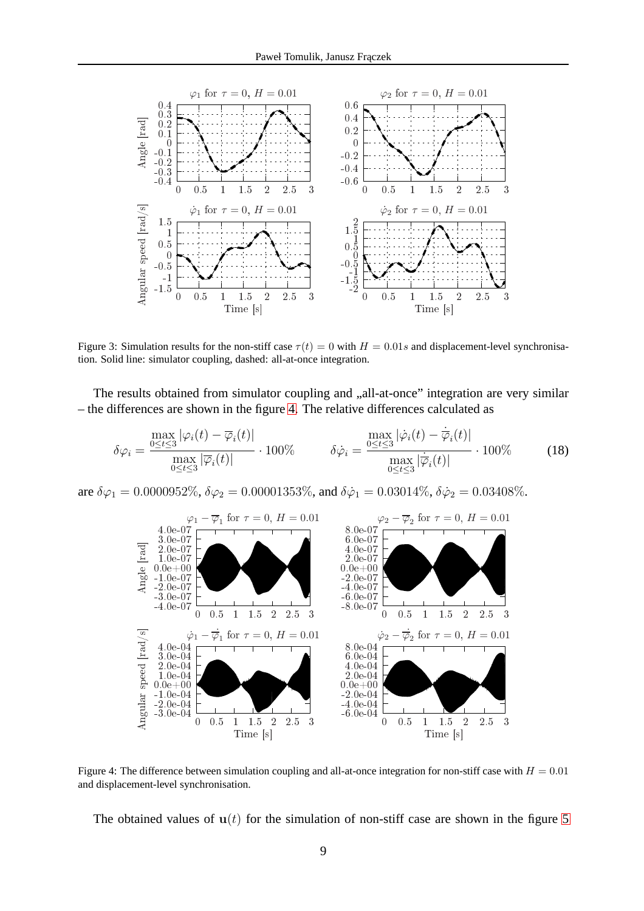Figure 3: Simulation results for the non-stiff case $\tau(t) = 0$ with $H = 0.01s$ and displacement-level synchronisation. Solid line: simulator coupling, dashed: all-at-once integration.

The results obtained from simulator coupling and „all-at-once" integration are very similar – the differences are shown in the figure 4. The relative differences calculated as

$$\delta\varphi_i = \frac{\max\limits_{0\leq t\leq 3} |\varphi_i(t) - \overline{\varphi}_i(t)|}{\max\limits_{0\leq t\leq 3} |\overline{\varphi}_i(t)|} \cdot 100\% \qquad \delta\dot{\varphi}_i = \frac{\max\limits_{0\leq t\leq 3} |\dot{\varphi}_i(t) - \dot{\overline{\varphi}}_i(t)|}{\max\limits_{0\leq t\leq 3} |\dot{\overline{\varphi}}_i(t)|} \cdot 100\% \tag{18}$$

are $\delta\varphi_1 = 0.0000952\%$, $\delta\varphi_2 = 0.00001353\%$, and $\delta\dot{\varphi}_1 = 0.03014\%$, $\delta\dot{\varphi}_2 = 0.03408\%$.

Figure 4: The difference between simulation coupling and all-at-once integration for non-stiff case with $H = 0.01$ and displacement-level synchronisation.

The obtained values of $\mathbf{u}(t)$ for the simulation of non-stiff case are shown in the figure 5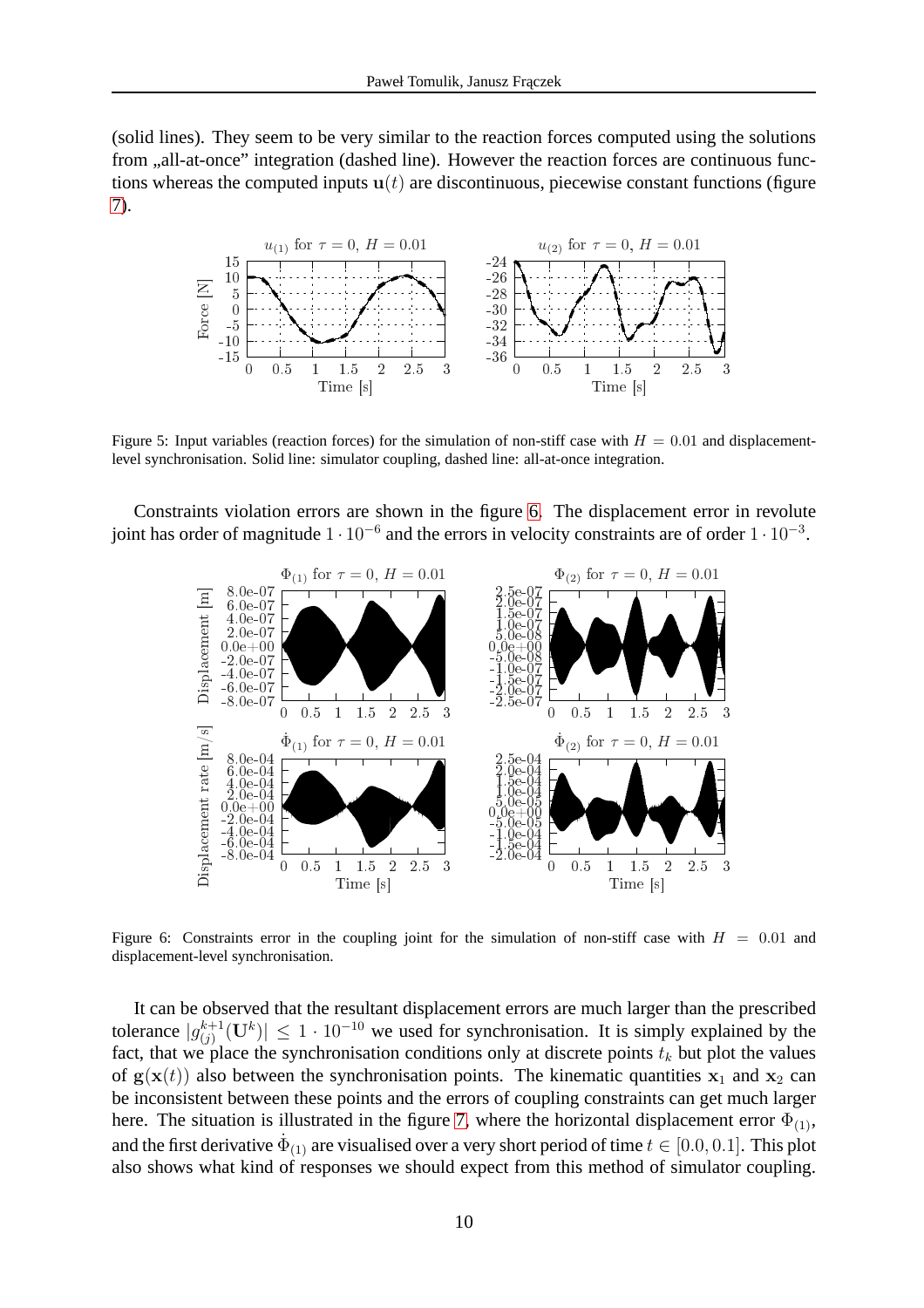(solid lines). They seem to be very similar to the reaction forces computed using the solutions from „all-at-once" integration (dashed line). However the reaction forces are continuous functions whereas the computed inputs $\mathbf{u}(t)$ are discontinuous, piecewise constant functions (figure 7).

Figure 5: Input variables (reaction forces) for the simulation of non-stiff case with $H = 0.01$ and displacement-level synchronisation. Solid line: simulator coupling, dashed line: all-at-once integration.

Constraints violation errors are shown in the figure 6. The displacement error in revolute joint has order of magnitude $1 \cdot 10^{-6}$ and the errors in velocity constraints are of order $1 \cdot 10^{-3}$.

Figure 6: Constraints error in the coupling joint for the simulation of non-stiff case with $H = 0.01$ and displacement-level synchronisation.

It can be observed that the resultant displacement errors are much larger than the prescribed tolerance $|g_{(j)}^{k+1}(\mathbf{U}^k)| \leq 1 \cdot 10^{-10}$ we used for synchronisation. It is simply explained by the fact, that we place the synchronisation conditions only at discrete points $t_k$ but plot the values of $\mathbf{g}(\mathbf{x}(t))$ also between the synchronisation points. The kinematic quantities $\mathbf{x}_1$ and $\mathbf{x}_2$ can be inconsistent between these points and the errors of coupling constraints can get much larger here. The situation is illustrated in the figure 7, where the horizontal displacement error $\Phi_{(1)}$, and the first derivative $\dot{\Phi}_{(1)}$ are visualised over a very short period of time $t \in [0.0, 0.1]$. This plot also shows what kind of responses we should expect from this method of simulator coupling.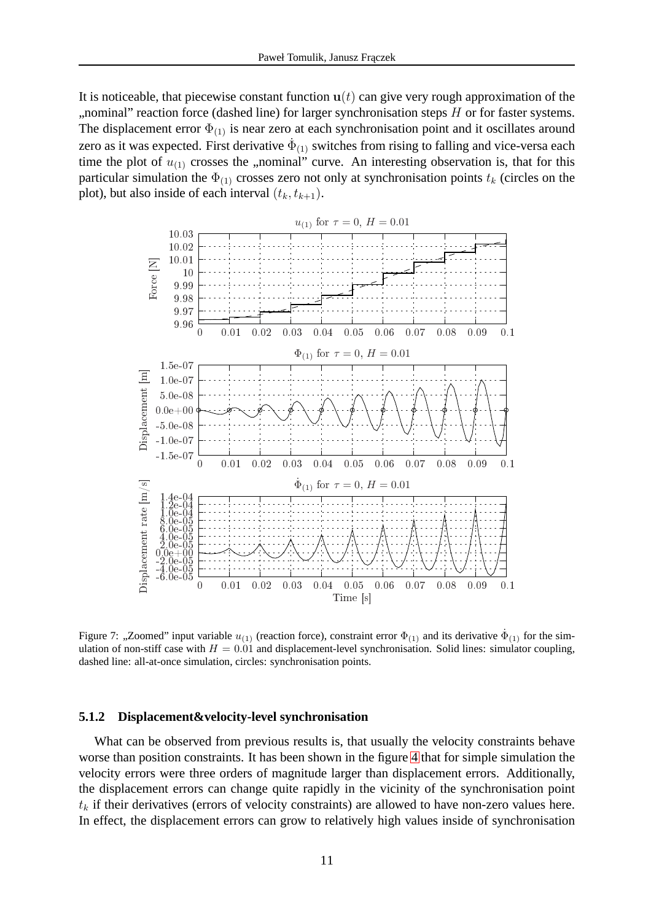It is noticeable, that piecewise constant function $\mathbf{u}(t)$ can give very rough approximation of the „nominal" reaction force (dashed line) for larger synchronisation steps $H$ or for faster systems. The displacement error $\Phi_{(1)}$ is near zero at each synchronisation point and it oscillates around zero as it was expected. First derivative $\dot{\Phi}_{(1)}$ switches from rising to falling and vice-versa each time the plot of $u_{(1)}$ crosses the „nominal" curve. An interesting observation is, that for this particular simulation the $\Phi_{(1)}$ crosses zero not only at synchronisation points $t_k$ (circles on the plot), but also inside of each interval $(t_k, t_{k+1})$.

Figure 7: „Zoomed" input variable $u_{(1)}$ (reaction force), constraint error $\Phi_{(1)}$ and its derivative $\dot{\Phi}_{(1)}$ for the simulation of non-stiff case with $H = 0.01$ and displacement-level synchronisation. Solid lines: simulator coupling, dashed line: all-at-once simulation, circles: synchronisation points.

### 5.1.2 Displacement&velocity-level synchronisation

What can be observed from previous results is, that usually the velocity constraints behave worse than position constraints. It has been shown in the figure 4 that for simple simulation the velocity errors were three orders of magnitude larger than displacement errors. Additionally, the displacement errors can change quite rapidly in the vicinity of the synchronisation point $t_k$ if their derivatives (errors of velocity constraints) are allowed to have non-zero values here. In effect, the displacement errors can grow to relatively high values inside of synchronisation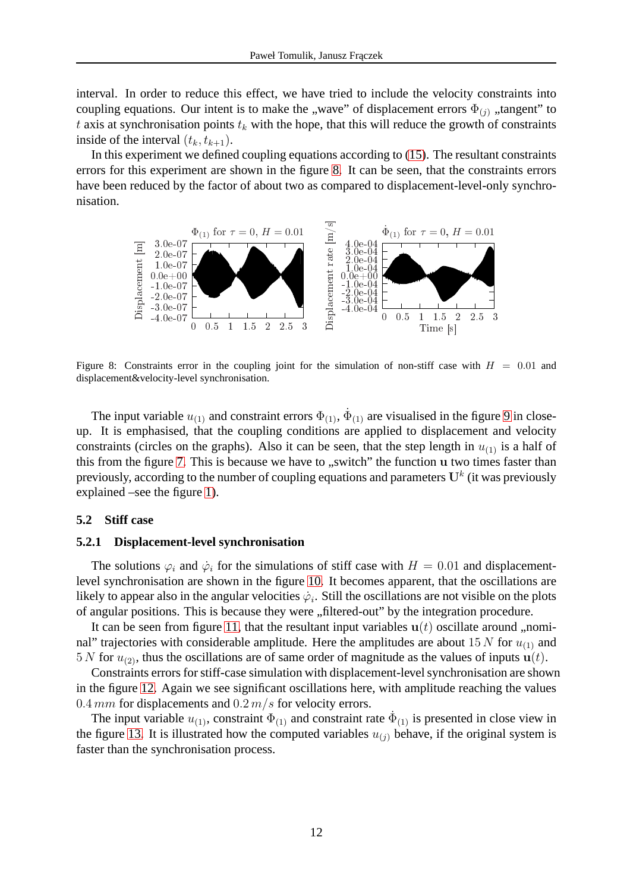interval. In order to reduce this effect, we have tried to include the velocity constraints into coupling equations. Our intent is to make the „wave" of displacement errors $\Phi_{(j)}$ „tangent" to $t$ axis at synchronisation points $t_k$ with the hope, that this will reduce the growth of constraints inside of the interval $(t_k, t_{k+1})$.

In this experiment we defined coupling equations according to (15). The resultant constraints errors for this experiment are shown in the figure 8. It can be seen, that the constraints errors have been reduced by the factor of about two as compared to displacement-level-only synchronisation.

Figure 8: Constraints error in the coupling joint for the simulation of non-stiff case with $H = 0.01$ and displacement&velocity-level synchronisation.

The input variable $u_{(1)}$ and constraint errors $\Phi_{(1)}$, $\dot{\Phi}_{(1)}$ are visualised in the figure 9 in close-up. It is emphasised, that the coupling conditions are applied to displacement and velocity constraints (circles on the graphs). Also it can be seen, that the step length in $u_{(1)}$ is a half of this from the figure 7. This is because we have to „switch" the function $\mathbf{u}$ two times faster than previously, according to the number of coupling equations and parameters $\mathbf{U}^k$ (it was previously explained –see the figure 1).

### 5.2 Stiff case

#### 5.2.1 Displacement-level synchronisation

The solutions $\varphi_i$ and $\dot{\varphi}_i$ for the simulations of stiff case with $H = 0.01$ and displacement-level synchronisation are shown in the figure 10. It becomes apparent, that the oscillations are likely to appear also in the angular velocities $\dot{\varphi}_i$. Still the oscillations are not visible on the plots of angular positions. This is because they were „filtered-out" by the integration procedure.

It can be seen from figure 11, that the resultant input variables $\mathbf{u}(t)$ oscillate around „nominal" trajectories with considerable amplitude. Here the amplitudes are about $15\,N$ for $u_{(1)}$ and $5\,N$ for $u_{(2)}$, thus the oscillations are of same order of magnitude as the values of inputs $\mathbf{u}(t)$.

Constraints errors for stiff-case simulation with displacement-level synchronisation are shown in the figure 12. Again we see significant oscillations here, with amplitude reaching the values $0.4\,mm$ for displacements and $0.2\,m/s$ for velocity errors.

The input variable $u_{(1)}$, constraint $\Phi_{(1)}$ and constraint rate $\dot{\Phi}_{(1)}$ is presented in close view in the figure 13. It is illustrated how the computed variables $u_{(j)}$ behave, if the original system is faster than the synchronisation process.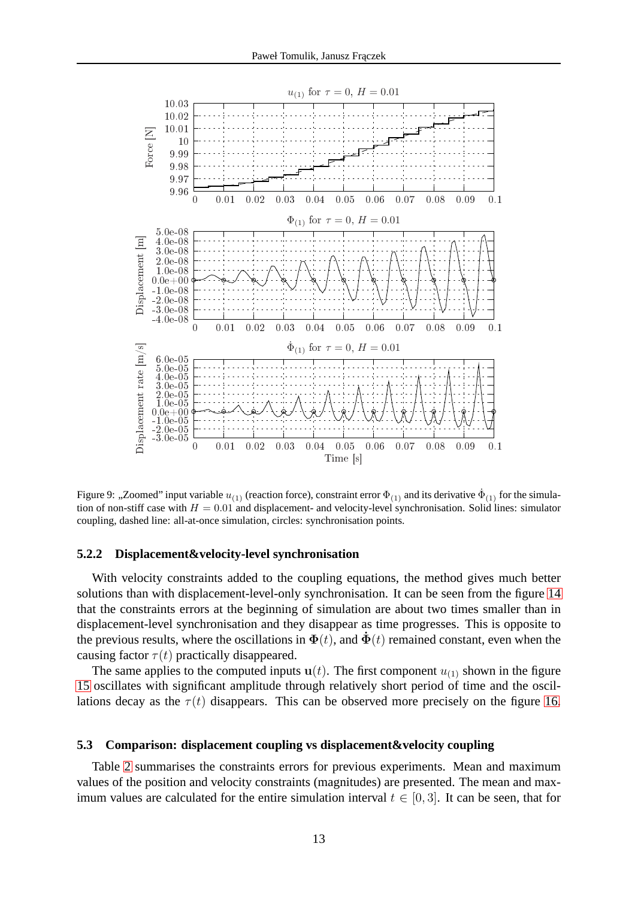Figure 9: „Zoomed" input variable $u_{(1)}$ (reaction force), constraint error $\Phi_{(1)}$ and its derivative $\dot{\Phi}_{(1)}$ for the simulation of non-stiff case with $H = 0.01$ and displacement- and velocity-level synchronisation. Solid lines: simulator coupling, dashed line: all-at-once simulation, circles: synchronisation points.

### 5.2.2 Displacement&velocity-level synchronisation

With velocity constraints added to the coupling equations, the method gives much better solutions than with displacement-level-only synchronisation. It can be seen from the figure 14 that the constraints errors at the beginning of simulation are about two times smaller than in displacement-level synchronisation and they disappear as time progresses. This is opposite to the previous results, where the oscillations in $\mathbf{\Phi}(t)$, and $\dot{\mathbf{\Phi}}(t)$ remained constant, even when the causing factor $\tau(t)$ practically disappeared.

The same applies to the computed inputs $\mathbf{u}(t)$. The first component $u_{(1)}$ shown in the figure 15 oscillates with significant amplitude through relatively short period of time and the oscillations decay as the $\tau(t)$ disappears. This can be observed more precisely on the figure 16.

## 5.3 Comparison: displacement coupling vs displacement&velocity coupling

Table 2 summarises the constraints errors for previous experiments. Mean and maximum values of the position and velocity constraints (magnitudes) are presented. The mean and maximum values are calculated for the entire simulation interval $t \in [0, 3]$. It can be seen, that for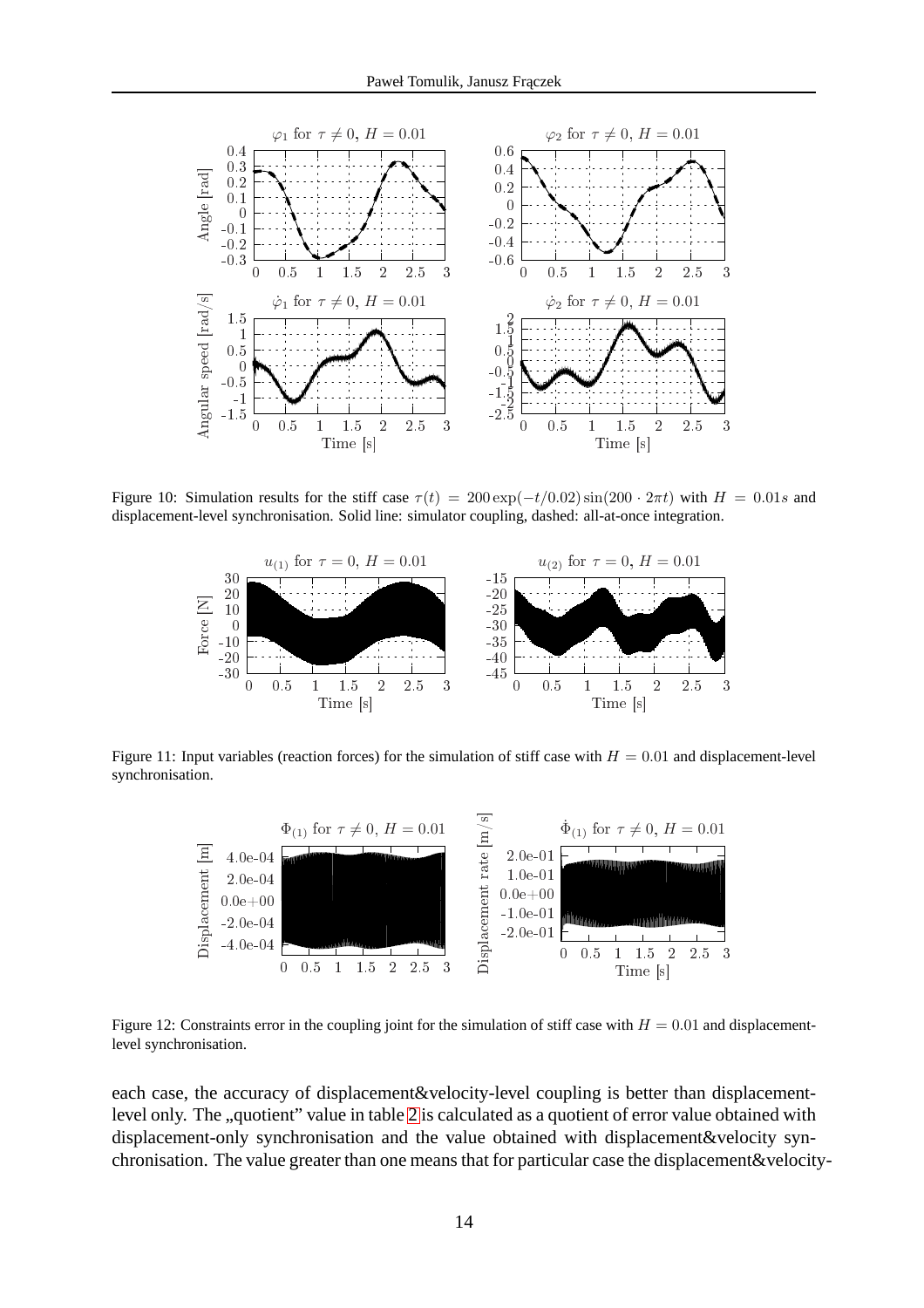Figure 10: Simulation results for the stiff case $\tau(t) = 200\exp(-t/0.02)\sin(200 \cdot 2\pi t)$ with $H = 0.01s$ and displacement-level synchronisation. Solid line: simulator coupling, dashed: all-at-once integration.

Figure 11: Input variables (reaction forces) for the simulation of stiff case with $H = 0.01$ and displacement-level synchronisation.

Figure 12: Constraints error in the coupling joint for the simulation of stiff case with $H = 0.01$ and displacement-level synchronisation.

each case, the accuracy of displacement&velocity-level coupling is better than displacement-level only. The „quotient" value in table 2 is calculated as a quotient of error value obtained with displacement-only synchronisation and the value obtained with displacement&velocity synchronisation. The value greater than one means that for particular case the displacement&velocity-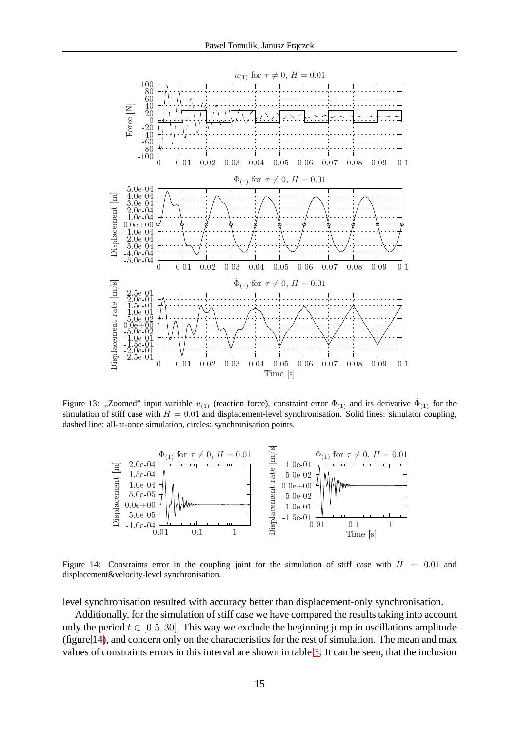Figure 13: „Zoomed" input variable $u_{(1)}$ (reaction force), constraint error $\Phi_{(1)}$ and its derivative $\dot{\Phi}_{(1)}$ for the simulation of stiff case with $H = 0.01$ and displacement-level synchronisation. Solid lines: simulator coupling, dashed line: all-at-once simulation, circles: synchronisation points.

Figure 14: Constraints error in the coupling joint for the simulation of stiff case with $H = 0.01$ and displacement&velocity-level synchronisation.

level synchronisation resulted with accuracy better than displacement-only synchronisation.

Additionally, for the simulation of stiff case we have compared the results taking into account only the period $t \in [0.5, 30]$. This way we exclude the beginning jump in oscillations amplitude (figure 14), and concern only on the characteristics for the rest of simulation. The mean and max values of constraints errors in this interval are shown in table 3. It can be seen, that the inclusion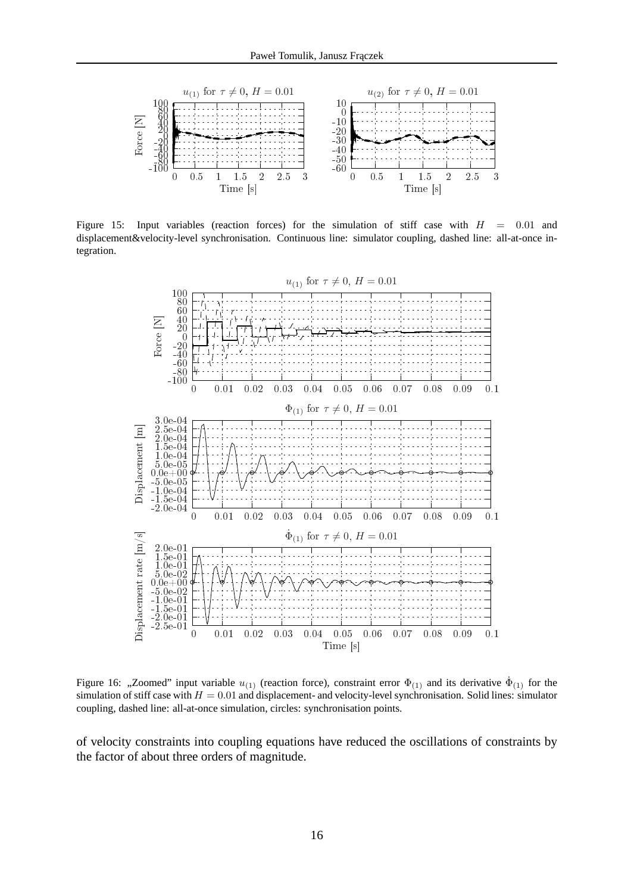Figure 15: Input variables (reaction forces) for the simulation of stiff case with $H = 0.01$ and displacement&velocity-level synchronisation. Continuous line: simulator coupling, dashed line: all-at-once integration.

Figure 16: „Zoomed" input variable $u_{(1)}$ (reaction force), constraint error $\Phi_{(1)}$ and its derivative $\dot{\Phi}_{(1)}$ for the simulation of stiff case with $H = 0.01$ and displacement- and velocity-level synchronisation. Solid lines: simulator coupling, dashed line: all-at-once simulation, circles: synchronisation points.

of velocity constraints into coupling equations have reduced the oscillations of constraints by the factor of about three orders of magnitude.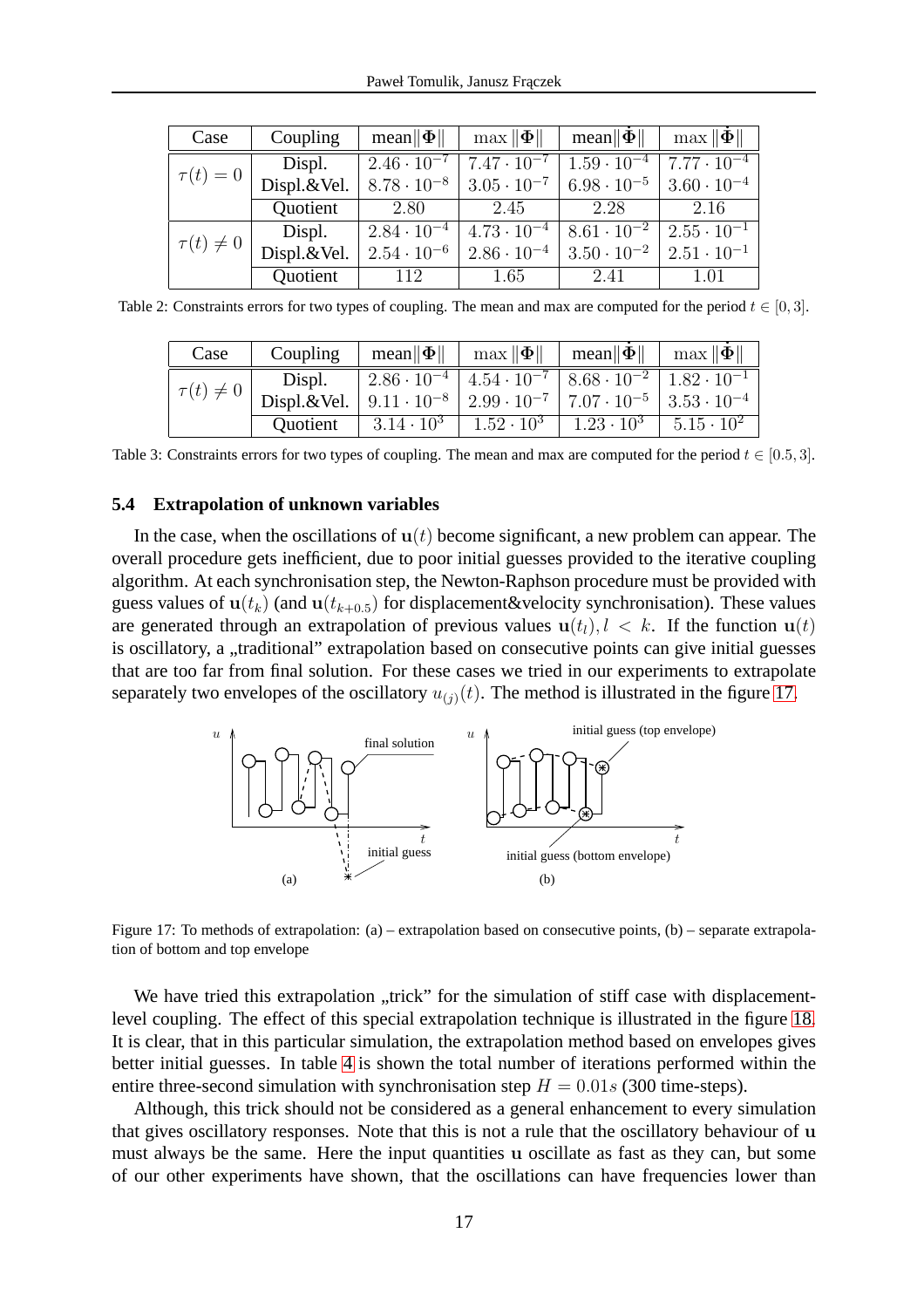| Case | Coupling | mean$\|\Phi\|$ | $\max\|\Phi\|$ | mean$\|\dot{\Phi}\|$ | $\max\|\dot{\Phi}\|$ |
|---|---|---|---|---|---|
| $\tau(t)=0$ | Displ. | $2.46\cdot10^{-7}$ | $7.47\cdot10^{-7}$ | $1.59\cdot10^{-4}$ | $7.77\cdot10^{-4}$ |
| | Displ.&Vel. | $8.78\cdot10^{-8}$ | $3.05\cdot10^{-7}$ | $6.98\cdot10^{-5}$ | $3.60\cdot10^{-4}$ |
| | Quotient | 2.80 | 2.45 | 2.28 | 2.16 |
| $\tau(t)\neq0$ | Displ. | $2.84\cdot10^{-4}$ | $4.73\cdot10^{-4}$ | $8.61\cdot10^{-2}$ | $2.55\cdot10^{-1}$ |
| | Displ.&Vel. | $2.54\cdot10^{-6}$ | $2.86\cdot10^{-4}$ | $3.50\cdot10^{-2}$ | $2.51\cdot10^{-1}$ |
| | Quotient | 112 | 1.65 | 2.41 | 1.01 |

Table 2: Constraints errors for two types of coupling. The mean and max are computed for the period $t\in[0,3]$.

| Case | Coupling | mean$\|\Phi\|$ | $\max\|\Phi\|$ | mean$\|\dot{\Phi}\|$ | $\max\|\dot{\Phi}\|$ |
|---|---|---|---|---|---|
| $\tau(t)\neq0$ | Displ. | $2.86\cdot10^{-4}$ | $4.54\cdot10^{-7}$ | $8.68\cdot10^{-2}$ | $1.82\cdot10^{-1}$ |
| | Displ.&Vel. | $9.11\cdot10^{-8}$ | $2.99\cdot10^{-7}$ | $7.07\cdot10^{-5}$ | $3.53\cdot10^{-4}$ |
| | Quotient | $3.14\cdot10^{3}$ | $1.52\cdot10^{3}$ | $1.23\cdot10^{3}$ | $5.15\cdot10^{2}$ |

Table 3: Constraints errors for two types of coupling. The mean and max are computed for the period $t\in[0.5,3]$.

### 5.4 Extrapolation of unknown variables

In the case, when the oscillations of $\mathbf{u}(t)$ become significant, a new problem can appear. The overall procedure gets inefficient, due to poor initial guesses provided to the iterative coupling algorithm. At each synchronisation step, the Newton-Raphson procedure must be provided with guess values of $\mathbf{u}(t_k)$ (and $\mathbf{u}(t_{k+0.5})$ for displacement&velocity synchronisation). These values are generated through an extrapolation of previous values $\mathbf{u}(t_l), l<k$. If the function $\mathbf{u}(t)$ is oscillatory, a „traditional" extrapolation based on consecutive points can give initial guesses that are too far from final solution. For these cases we tried in our experiments to extrapolate separately two envelopes of the oscillatory $u_{(j)}(t)$. The method is illustrated in the figure 17.

Figure 17: To methods of extrapolation: (a) – extrapolation based on consecutive points, (b) – separate extrapolation of bottom and top envelope

We have tried this extrapolation „trick" for the simulation of stiff case with displacement-level coupling. The effect of this special extrapolation technique is illustrated in the figure 18. It is clear, that in this particular simulation, the extrapolation method based on envelopes gives better initial guesses. In table 4 is shown the total number of iterations performed within the entire three-second simulation with synchronisation step $H=0.01s$ (300 time-steps).

Although, this trick should not be considered as a general enhancement to every simulation that gives oscillatory responses. Note that this is not a rule that the oscillatory behaviour of $\mathbf{u}$ must always be the same. Here the input quantities $\mathbf{u}$ oscillate as fast as they can, but some of our other experiments have shown, that the oscillations can have frequencies lower than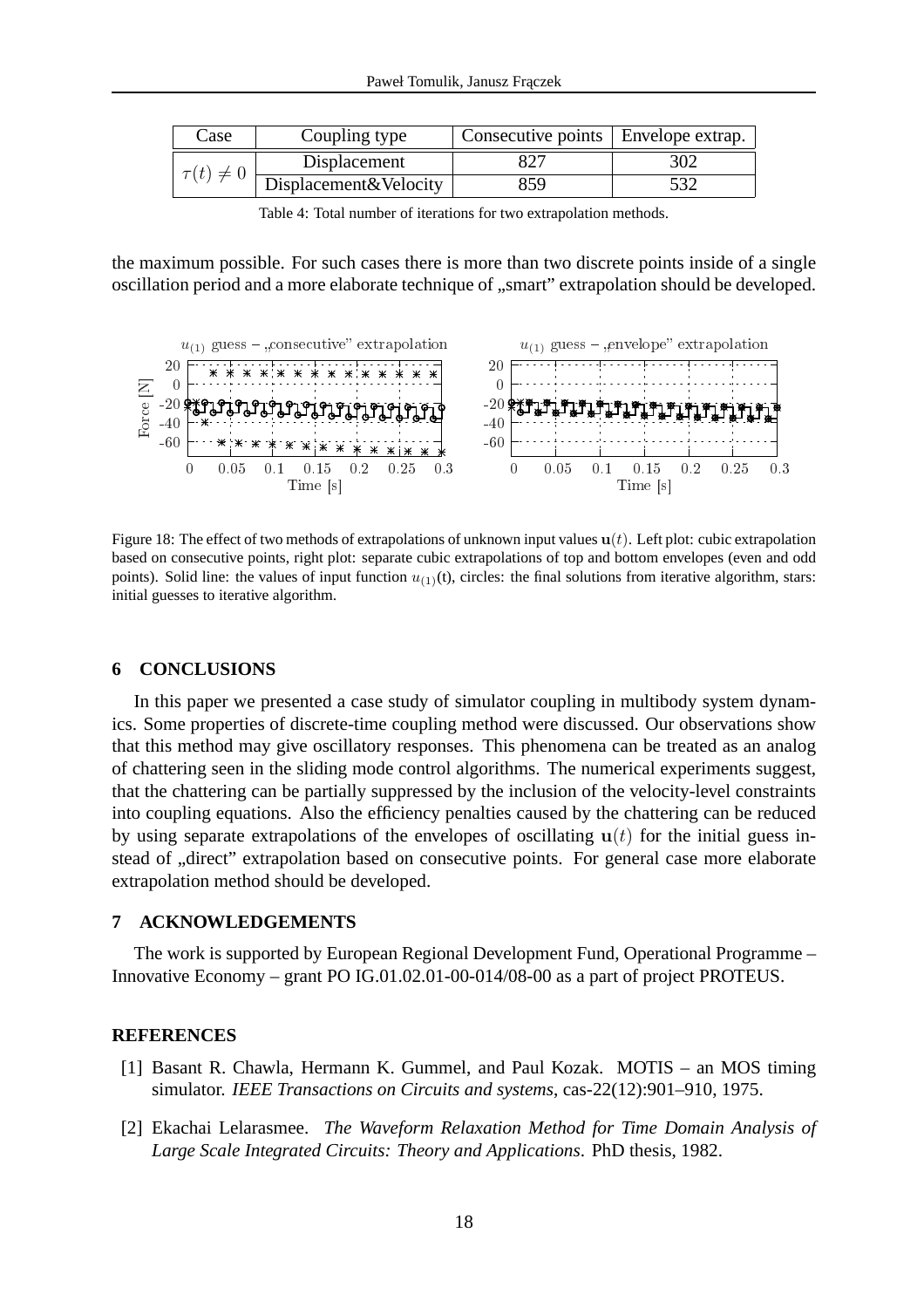| Case | Coupling type | Consecutive points | Envelope extrap. |
| --- | --- | --- | --- |
| $\tau(t) \neq 0$ | Displacement | 827 | 302 |
| | Displacement&Velocity | 859 | 532 |

Table 4: Total number of iterations for two extrapolation methods.

the maximum possible. For such cases there is more than two discrete points inside of a single oscillation period and a more elaborate technique of „smart" extrapolation should be developed.

Figure 18: The effect of two methods of extrapolations of unknown input values $\mathbf{u}(t)$. Left plot: cubic extrapolation based on consecutive points, right plot: separate cubic extrapolations of top and bottom envelopes (even and odd points). Solid line: the values of input function $u_{(1)}$(t), circles: the final solutions from iterative algorithm, stars: initial guesses to iterative algorithm.

## 6 CONCLUSIONS

In this paper we presented a case study of simulator coupling in multibody system dynamics. Some properties of discrete-time coupling method were discussed. Our observations show that this method may give oscillatory responses. This phenomena can be treated as an analog of chattering seen in the sliding mode control algorithms. The numerical experiments suggest, that the chattering can be partially suppressed by the inclusion of the velocity-level constraints into coupling equations. Also the efficiency penalties caused by the chattering can be reduced by using separate extrapolations of the envelopes of oscillating $\mathbf{u}(t)$ for the initial guess instead of „direct" extrapolation based on consecutive points. For general case more elaborate extrapolation method should be developed.

## 7 ACKNOWLEDGEMENTS

The work is supported by European Regional Development Fund, Operational Programme – Innovative Economy – grant PO IG.01.02.01-00-014/08-00 as a part of project PROTEUS.

## REFERENCES

[1] Basant R. Chawla, Hermann K. Gummel, and Paul Kozak. MOTIS – an MOS timing simulator. *IEEE Transactions on Circuits and systems*, cas-22(12):901–910, 1975.

[2] Ekachai Lelarasmee. *The Waveform Relaxation Method for Time Domain Analysis of Large Scale Integrated Circuits: Theory and Applications*. PhD thesis, 1982.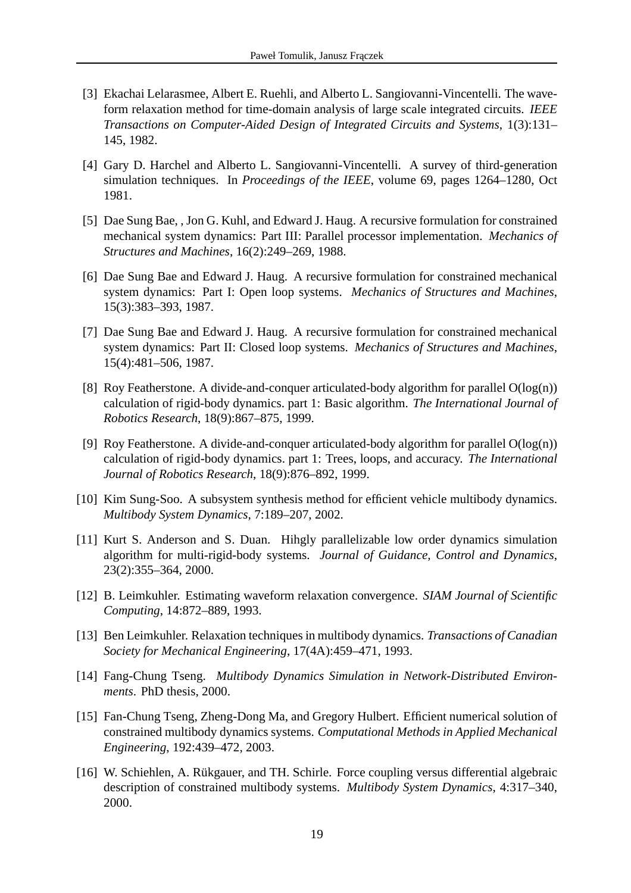[3] Ekachai Lelarasmee, Albert E. Ruehli, and Alberto L. Sangiovanni-Vincentelli. The waveform relaxation method for time-domain analysis of large scale integrated circuits. *IEEE Transactions on Computer-Aided Design of Integrated Circuits and Systems*, 1(3):131–145, 1982.

[4] Gary D. Harchel and Alberto L. Sangiovanni-Vincentelli. A survey of third-generation simulation techniques. In *Proceedings of the IEEE*, volume 69, pages 1264–1280, Oct 1981.

[5] Dae Sung Bae, , Jon G. Kuhl, and Edward J. Haug. A recursive formulation for constrained mechanical system dynamics: Part III: Parallel processor implementation. *Mechanics of Structures and Machines*, 16(2):249–269, 1988.

[6] Dae Sung Bae and Edward J. Haug. A recursive formulation for constrained mechanical system dynamics: Part I: Open loop systems. *Mechanics of Structures and Machines*, 15(3):383–393, 1987.

[7] Dae Sung Bae and Edward J. Haug. A recursive formulation for constrained mechanical system dynamics: Part II: Closed loop systems. *Mechanics of Structures and Machines*, 15(4):481–506, 1987.

[8] Roy Featherstone. A divide-and-conquer articulated-body algorithm for parallel O(log(n)) calculation of rigid-body dynamics. part 1: Basic algorithm. *The International Journal of Robotics Research*, 18(9):867–875, 1999.

[9] Roy Featherstone. A divide-and-conquer articulated-body algorithm for parallel O(log(n)) calculation of rigid-body dynamics. part 1: Trees, loops, and accuracy. *The International Journal of Robotics Research*, 18(9):876–892, 1999.

[10] Kim Sung-Soo. A subsystem synthesis method for efficient vehicle multibody dynamics. *Multibody System Dynamics*, 7:189–207, 2002.

[11] Kurt S. Anderson and S. Duan. Hihgly parallelizable low order dynamics simulation algorithm for multi-rigid-body systems. *Journal of Guidance, Control and Dynamics*, 23(2):355–364, 2000.

[12] B. Leimkuhler. Estimating waveform relaxation convergence. *SIAM Journal of Scientific Computing*, 14:872–889, 1993.

[13] Ben Leimkuhler. Relaxation techniques in multibody dynamics. *Transactions of Canadian Society for Mechanical Engineering*, 17(4A):459–471, 1993.

[14] Fang-Chung Tseng. *Multibody Dynamics Simulation in Network-Distributed Environments*. PhD thesis, 2000.

[15] Fan-Chung Tseng, Zheng-Dong Ma, and Gregory Hulbert. Efficient numerical solution of constrained multibody dynamics systems. *Computational Methods in Applied Mechanical Engineering*, 192:439–472, 2003.

[16] W. Schiehlen, A. Rükgauer, and TH. Schirle. Force coupling versus differential algebraic description of constrained multibody systems. *Multibody System Dynamics*, 4:317–340, 2000.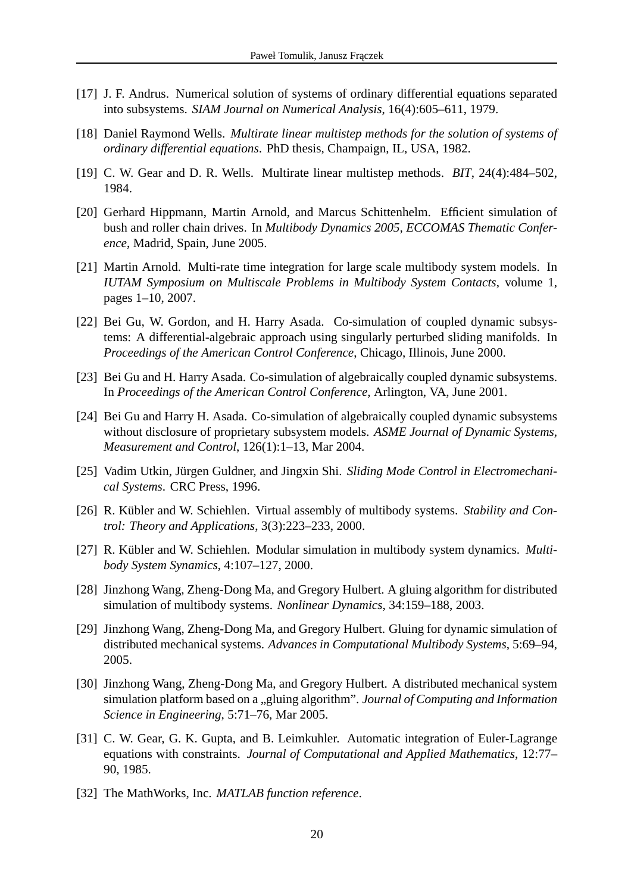[17] J. F. Andrus. Numerical solution of systems of ordinary differential equations separated into subsystems. *SIAM Journal on Numerical Analysis*, 16(4):605–611, 1979.

[18] Daniel Raymond Wells. *Multirate linear multistep methods for the solution of systems of ordinary differential equations*. PhD thesis, Champaign, IL, USA, 1982.

[19] C. W. Gear and D. R. Wells. Multirate linear multistep methods. *BIT*, 24(4):484–502, 1984.

[20] Gerhard Hippmann, Martin Arnold, and Marcus Schittenhelm. Efficient simulation of bush and roller chain drives. In *Multibody Dynamics 2005, ECCOMAS Thematic Conference*, Madrid, Spain, June 2005.

[21] Martin Arnold. Multi-rate time integration for large scale multibody system models. In *IUTAM Symposium on Multiscale Problems in Multibody System Contacts*, volume 1, pages 1–10, 2007.

[22] Bei Gu, W. Gordon, and H. Harry Asada. Co-simulation of coupled dynamic subsystems: A differential-algebraic approach using singularly perturbed sliding manifolds. In *Proceedings of the American Control Conference*, Chicago, Illinois, June 2000.

[23] Bei Gu and H. Harry Asada. Co-simulation of algebraically coupled dynamic subsystems. In *Proceedings of the American Control Conference*, Arlington, VA, June 2001.

[24] Bei Gu and Harry H. Asada. Co-simulation of algebraically coupled dynamic subsystems without disclosure of proprietary subsystem models. *ASME Journal of Dynamic Systems, Measurement and Control*, 126(1):1–13, Mar 2004.

[25] Vadim Utkin, Jürgen Guldner, and Jingxin Shi. *Sliding Mode Control in Electromechanical Systems*. CRC Press, 1996.

[26] R. Kübler and W. Schiehlen. Virtual assembly of multibody systems. *Stability and Control: Theory and Applications*, 3(3):223–233, 2000.

[27] R. Kübler and W. Schiehlen. Modular simulation in multibody system dynamics. *Multibody System Synamics*, 4:107–127, 2000.

[28] Jinzhong Wang, Zheng-Dong Ma, and Gregory Hulbert. A gluing algorithm for distributed simulation of multibody systems. *Nonlinear Dynamics*, 34:159–188, 2003.

[29] Jinzhong Wang, Zheng-Dong Ma, and Gregory Hulbert. Gluing for dynamic simulation of distributed mechanical systems. *Advances in Computational Multibody Systems*, 5:69–94, 2005.

[30] Jinzhong Wang, Zheng-Dong Ma, and Gregory Hulbert. A distributed mechanical system simulation platform based on a „gluing algorithm". *Journal of Computing and Information Science in Engineering*, 5:71–76, Mar 2005.

[31] C. W. Gear, G. K. Gupta, and B. Leimkuhler. Automatic integration of Euler-Lagrange equations with constraints. *Journal of Computational and Applied Mathematics*, 12:77–90, 1985.

[32] The MathWorks, Inc. *MATLAB function reference*.